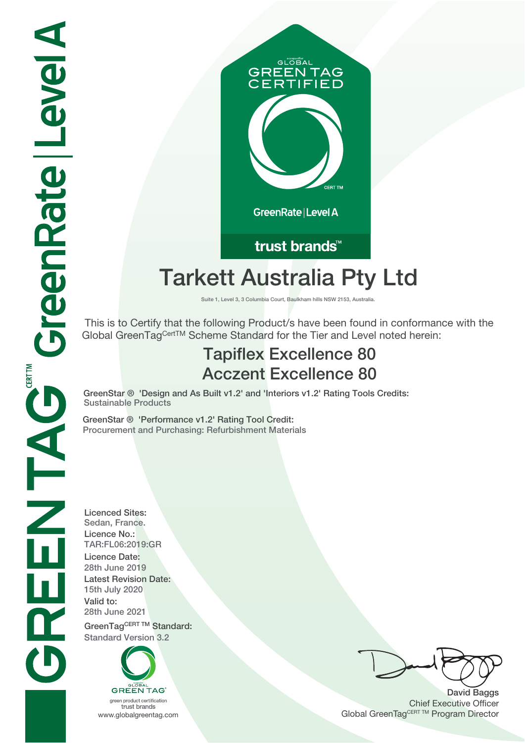GREENTAG CERT TM GreenRate | Level A

GLOBAL GREEN TAG CERTIFIED

CERT TM

GreenRate | Level A

trust brands™

# Tarkett Australia Pty Ltd

Suite 1, Level 3, 3 Columbia Court, Baulkham hills NSW 2153, Australia.

This is to Certify that the following Product/s have been found in conformance with the Global GreenTag CertTM Scheme Standard for the Tier and Level noted herein:

## Tapiflex Excellence 80
## Acczent Excellence 80

**GreenStar ® 'Design and As Built v1.2' and 'Interiors v1.2' Rating Tools Credits:**
Sustainable Products

**GreenStar ® 'Performance v1.2' Rating Tool Credit:**
Procurement and Purchasing: Refurbishment Materials

**Licenced Sites:**
Sedan, France.

**Licence No.:**
TAR:FL06:2019:GR

**Licence Date:**
28th June 2019

**Latest Revision Date:**
15th July 2020

**Valid to:**
28th June 2021

**GreenTag CERT TM Standard:**
Standard Version 3.2

GLOBAL GREEN TAG
green product certification
trust brands
www.globalgreentag.com

**David Baggs**
Chief Executive Officer
Global GreenTag CERT TM Program Director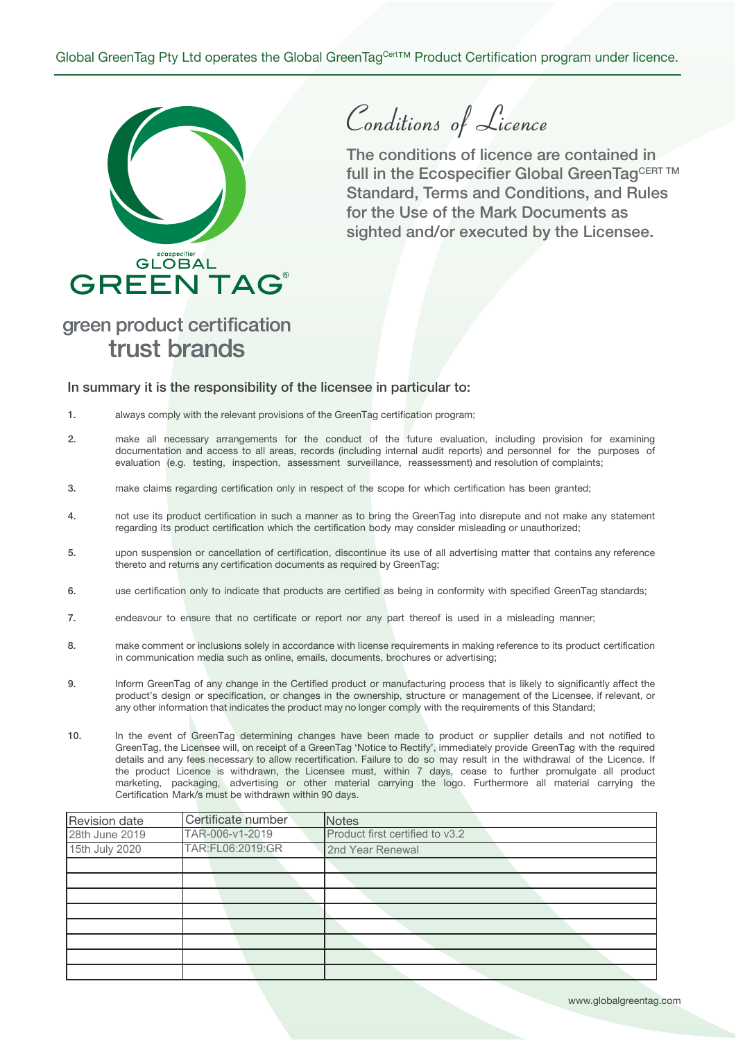Global GreenTag Pty Ltd operates the Global GreenTag[Cert]™ Product Certification program under licence.

ecospecifier GLOBAL GREEN TAG®

green product certification
trust brands

# Conditions of Licence

**The conditions of licence are contained in full in the Ecospecifier Global GreenTag[CERT TM] Standard, Terms and Conditions, and Rules for the Use of the Mark Documents as sighted and/or executed by the Licensee.**

## In summary it is the responsibility of the licensee in particular to:

1. always comply with the relevant provisions of the GreenTag certification program;
2. make all necessary arrangements for the conduct of the future evaluation, including provision for examining documentation and access to all areas, records (including internal audit reports) and personnel for the purposes of evaluation (e.g. testing, inspection, assessment surveillance, reassessment) and resolution of complaints;
3. make claims regarding certification only in respect of the scope for which certification has been granted;
4. not use its product certification in such a manner as to bring the GreenTag into disrepute and not make any statement regarding its product certification which the certification body may consider misleading or unauthorized;
5. upon suspension or cancellation of certification, discontinue its use of all advertising matter that contains any reference thereto and returns any certification documents as required by GreenTag;
6. use certification only to indicate that products are certified as being in conformity with specified GreenTag standards;
7. endeavour to ensure that no certificate or report nor any part thereof is used in a misleading manner;
8. make comment or inclusions solely in accordance with license requirements in making reference to its product certification in communication media such as online, emails, documents, brochures or advertising;
9. Inform GreenTag of any change in the Certified product or manufacturing process that is likely to significantly affect the product's design or specification, or changes in the ownership, structure or management of the Licensee, if relevant, or any other information that indicates the product may no longer comply with the requirements of this Standard;
10. In the event of GreenTag determining changes have been made to product or supplier details and not notified to GreenTag, the Licensee will, on receipt of a GreenTag 'Notice to Rectify', immediately provide GreenTag with the required details and any fees necessary to allow recertification. Failure to do so may result in the withdrawal of the Licence. If the product Licence is withdrawn, the Licensee must, within 7 days, cease to further promulgate all product marketing, packaging, advertising or other material carrying the logo. Furthermore all material carrying the Certification Mark/s must be withdrawn within 90 days.

| Revision date | Certificate number | Notes |
|---|---|---|
| 28th June 2019 | TAR-006-v1-2019 | Product first certified to v3.2 |
| 15th July 2020 | TAR:FL06:2019:GR | 2nd Year Renewal |
| | | |
| | | |
| | | |
| | | |
| | | |
| | | |
| | | |
| | | |

www.globalgreentag.com